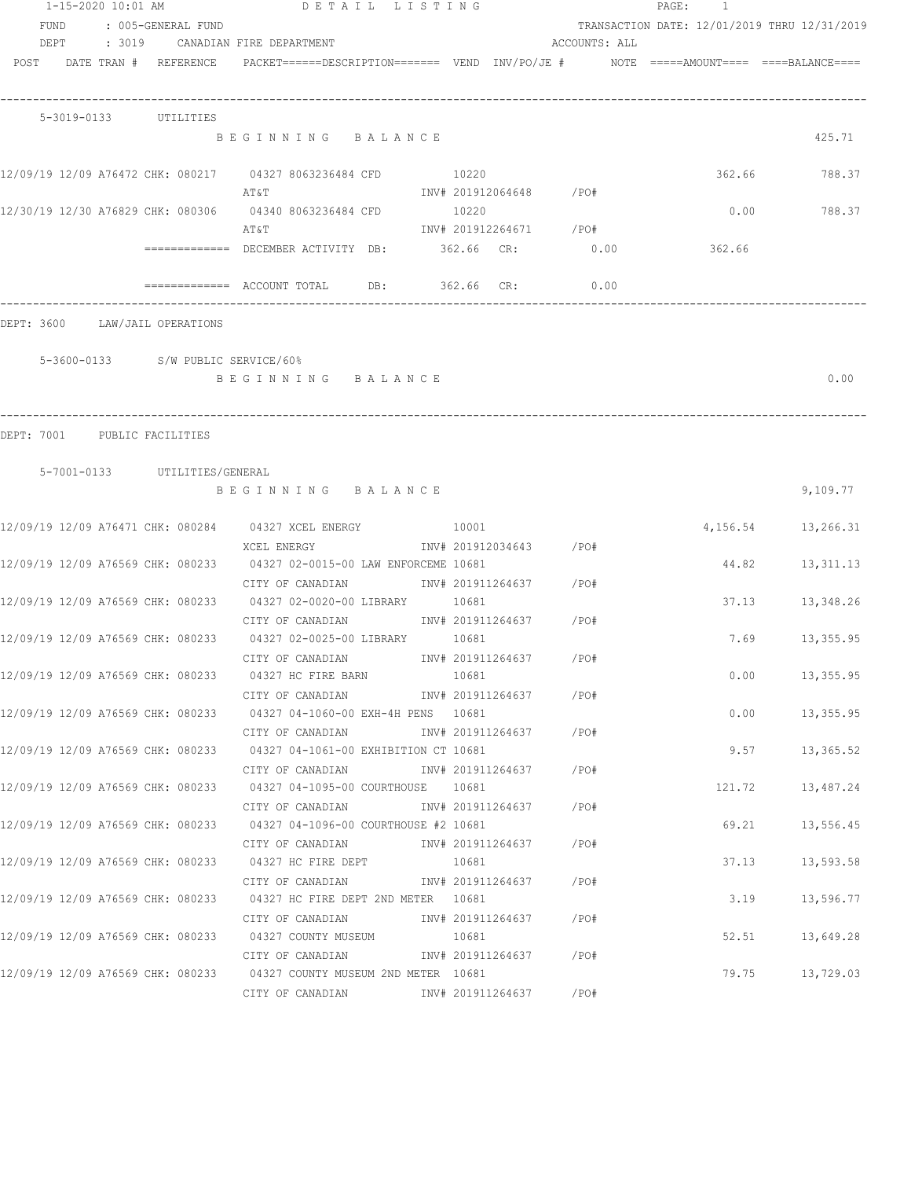1-15-2020 10:01 AM — DETAIL LISTING

FUND : 005-GENERAL FUND — TRANSACTION DATE: 12/01/2019 THRU 12/31/2019

DEPT : 3019 CANADIAN FIRE DEPARTMENT — ACCOUNTS: ALL

POST DATE TRAN # REFERENCE PACKET======DESCRIPTION======= VEND INV/PO/JE # NOTE =====AMOUNT==== ====BALANCE====

## 5-3019-0133 UTILITIES

| POST DATE | TRAN # | REFERENCE | PACKET / DESCRIPTION | VEND | INV/PO/JE # | AMOUNT | BALANCE |
|---|---|---|---|---|---|---|---|
| | | | BEGINNING BALANCE | | | | 425.71 |
| 12/09/19 12/09 | A76472 | CHK: 080217 | 04327 8063236484 CFD / AT&T | 10220 | INV# 201912064648 /PO# | 362.66 | 788.37 |
| 12/30/19 12/30 | A76829 | CHK: 080306 | 04340 8063236484 CFD / AT&T | 10220 | INV# 201912264671 /PO# | 0.00 | 788.37 |

============= DECEMBER ACTIVITY DB: 362.66 CR: 0.00 — 362.66

============= ACCOUNT TOTAL DB: 362.66 CR: 0.00

## DEPT: 3600 LAW/JAIL OPERATIONS

### 5-3600-0133 S/W PUBLIC SERVICE/60%

BEGINNING BALANCE — 0.00

## DEPT: 7001 PUBLIC FACILITIES

### 5-7001-0133 UTILITIES/GENERAL

| POST DATE | TRAN # | REFERENCE | PACKET / DESCRIPTION | VEND | INV/PO/JE # | AMOUNT | BALANCE |
|---|---|---|---|---|---|---|---|
| | | | BEGINNING BALANCE | | | | 9,109.77 |
| 12/09/19 12/09 | A76471 | CHK: 080284 | 04327 XCEL ENERGY / XCEL ENERGY | 10001 | INV# 201912034643 /PO# | 4,156.54 | 13,266.31 |
| 12/09/19 12/09 | A76569 | CHK: 080233 | 04327 02-0015-00 LAW ENFORCEME / CITY OF CANADIAN | 10681 | INV# 201911264637 /PO# | 44.82 | 13,311.13 |
| 12/09/19 12/09 | A76569 | CHK: 080233 | 04327 02-0020-00 LIBRARY / CITY OF CANADIAN | 10681 | INV# 201911264637 /PO# | 37.13 | 13,348.26 |
| 12/09/19 12/09 | A76569 | CHK: 080233 | 04327 02-0025-00 LIBRARY / CITY OF CANADIAN | 10681 | INV# 201911264637 /PO# | 7.69 | 13,355.95 |
| 12/09/19 12/09 | A76569 | CHK: 080233 | 04327 HC FIRE BARN / CITY OF CANADIAN | 10681 | INV# 201911264637 /PO# | 0.00 | 13,355.95 |
| 12/09/19 12/09 | A76569 | CHK: 080233 | 04327 04-1060-00 EXH-4H PENS / CITY OF CANADIAN | 10681 | INV# 201911264637 /PO# | 0.00 | 13,355.95 |
| 12/09/19 12/09 | A76569 | CHK: 080233 | 04327 04-1061-00 EXHIBITION CT / CITY OF CANADIAN | 10681 | INV# 201911264637 /PO# | 9.57 | 13,365.52 |
| 12/09/19 12/09 | A76569 | CHK: 080233 | 04327 04-1095-00 COURTHOUSE / CITY OF CANADIAN | 10681 | INV# 201911264637 /PO# | 121.72 | 13,487.24 |
| 12/09/19 12/09 | A76569 | CHK: 080233 | 04327 04-1096-00 COURTHOUSE #2 / CITY OF CANADIAN | 10681 | INV# 201911264637 /PO# | 69.21 | 13,556.45 |
| 12/09/19 12/09 | A76569 | CHK: 080233 | 04327 HC FIRE DEPT / CITY OF CANADIAN | 10681 | INV# 201911264637 /PO# | 37.13 | 13,593.58 |
| 12/09/19 12/09 | A76569 | CHK: 080233 | 04327 HC FIRE DEPT 2ND METER / CITY OF CANADIAN | 10681 | INV# 201911264637 /PO# | 3.19 | 13,596.77 |
| 12/09/19 12/09 | A76569 | CHK: 080233 | 04327 COUNTY MUSEUM / CITY OF CANADIAN | 10681 | INV# 201911264637 /PO# | 52.51 | 13,649.28 |
| 12/09/19 12/09 | A76569 | CHK: 080233 | 04327 COUNTY MUSEUM 2ND METER / CITY OF CANADIAN | 10681 | INV# 201911264637 /PO# | 79.75 | 13,729.03 |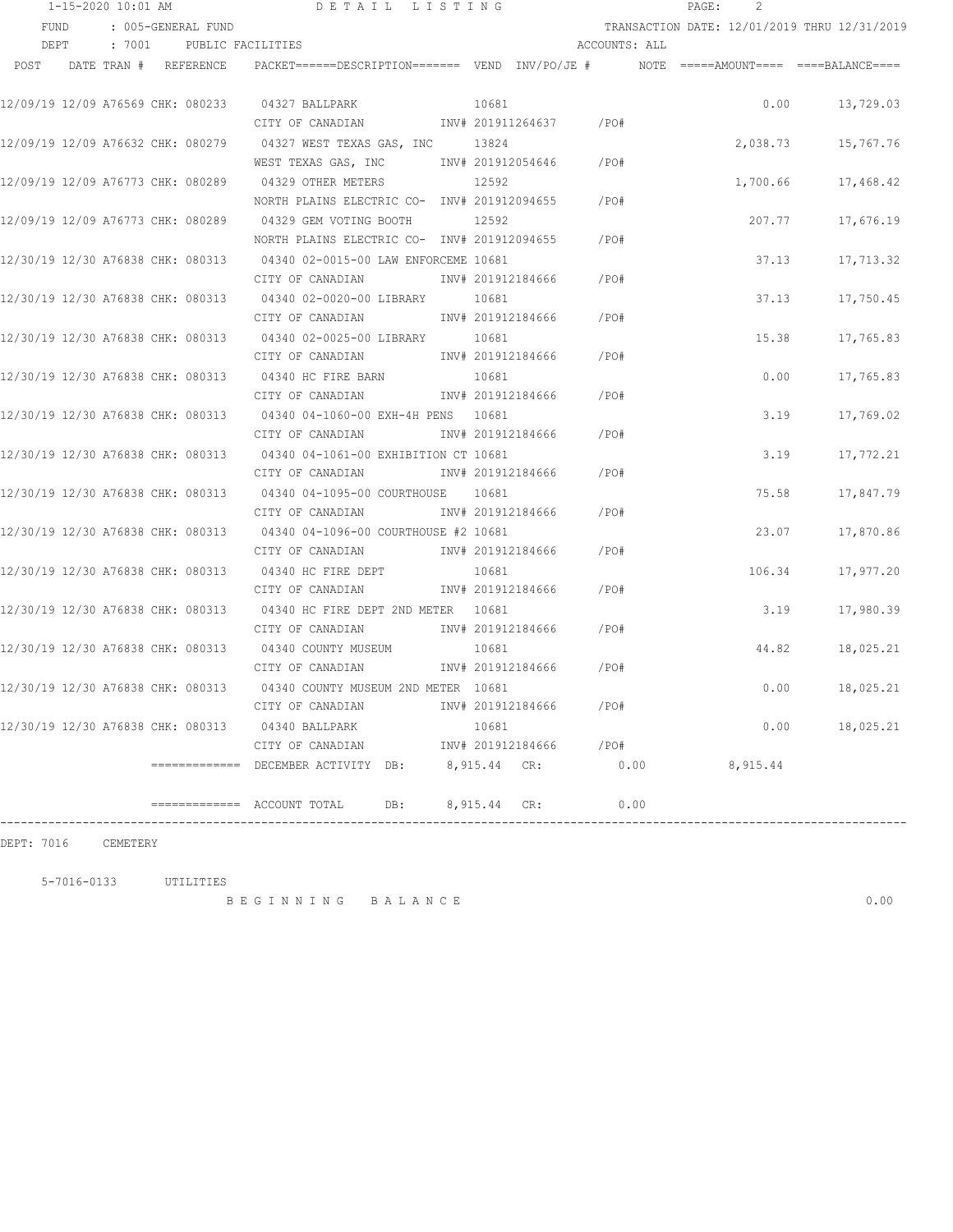1-15-2020 10:01 AM DETAIL LISTING

FUND : 005-GENERAL FUND — TRANSACTION DATE: 12/01/2019 THRU 12/31/2019

DEPT : 7001 PUBLIC FACILITIES — ACCOUNTS: ALL

| POST | DATE | TRAN # | REFERENCE | PACKET======DESCRIPTION======= | VEND | INV/PO/JE # | NOTE | =====AMOUNT==== | ====BALANCE==== |
|---|---|---|---|---|---|---|---|---|---|
| 12/09/19 | 12/09 | A76569 | CHK: 080233 | 04327 BALLPARK<br>CITY OF CANADIAN | 10681 | INV# 201911264637 /PO# | | 0.00 | 13,729.03 |
| 12/09/19 | 12/09 | A76632 | CHK: 080279 | 04327 WEST TEXAS GAS, INC<br>WEST TEXAS GAS, INC | 13824 | INV# 201912054646 /PO# | | 2,038.73 | 15,767.76 |
| 12/09/19 | 12/09 | A76773 | CHK: 080289 | 04329 OTHER METERS<br>NORTH PLAINS ELECTRIC CO- | 12592 | INV# 201912094655 /PO# | | 1,700.66 | 17,468.42 |
| 12/09/19 | 12/09 | A76773 | CHK: 080289 | 04329 GEM VOTING BOOTH<br>NORTH PLAINS ELECTRIC CO- | 12592 | INV# 201912094655 /PO# | | 207.77 | 17,676.19 |
| 12/30/19 | 12/30 | A76838 | CHK: 080313 | 04340 02-0015-00 LAW ENFORCEME<br>CITY OF CANADIAN | 10681 | INV# 201912184666 /PO# | | 37.13 | 17,713.32 |
| 12/30/19 | 12/30 | A76838 | CHK: 080313 | 04340 02-0020-00 LIBRARY<br>CITY OF CANADIAN | 10681 | INV# 201912184666 /PO# | | 37.13 | 17,750.45 |
| 12/30/19 | 12/30 | A76838 | CHK: 080313 | 04340 02-0025-00 LIBRARY<br>CITY OF CANADIAN | 10681 | INV# 201912184666 /PO# | | 15.38 | 17,765.83 |
| 12/30/19 | 12/30 | A76838 | CHK: 080313 | 04340 HC FIRE BARN<br>CITY OF CANADIAN | 10681 | INV# 201912184666 /PO# | | 0.00 | 17,765.83 |
| 12/30/19 | 12/30 | A76838 | CHK: 080313 | 04340 04-1060-00 EXH-4H PENS<br>CITY OF CANADIAN | 10681 | INV# 201912184666 /PO# | | 3.19 | 17,769.02 |
| 12/30/19 | 12/30 | A76838 | CHK: 080313 | 04340 04-1061-00 EXHIBITION CT<br>CITY OF CANADIAN | 10681 | INV# 201912184666 /PO# | | 3.19 | 17,772.21 |
| 12/30/19 | 12/30 | A76838 | CHK: 080313 | 04340 04-1095-00 COURTHOUSE<br>CITY OF CANADIAN | 10681 | INV# 201912184666 /PO# | | 75.58 | 17,847.79 |
| 12/30/19 | 12/30 | A76838 | CHK: 080313 | 04340 04-1096-00 COURTHOUSE #2<br>CITY OF CANADIAN | 10681 | INV# 201912184666 /PO# | | 23.07 | 17,870.86 |
| 12/30/19 | 12/30 | A76838 | CHK: 080313 | 04340 HC FIRE DEPT<br>CITY OF CANADIAN | 10681 | INV# 201912184666 /PO# | | 106.34 | 17,977.20 |
| 12/30/19 | 12/30 | A76838 | CHK: 080313 | 04340 HC FIRE DEPT 2ND METER<br>CITY OF CANADIAN | 10681 | INV# 201912184666 /PO# | | 3.19 | 17,980.39 |
| 12/30/19 | 12/30 | A76838 | CHK: 080313 | 04340 COUNTY MUSEUM<br>CITY OF CANADIAN | 10681 | INV# 201912184666 /PO# | | 44.82 | 18,025.21 |
| 12/30/19 | 12/30 | A76838 | CHK: 080313 | 04340 COUNTY MUSEUM 2ND METER<br>CITY OF CANADIAN | 10681 | INV# 201912184666 /PO# | | 0.00 | 18,025.21 |
| 12/30/19 | 12/30 | A76838 | CHK: 080313 | 04340 BALLPARK<br>CITY OF CANADIAN | 10681 | INV# 201912184666 /PO# | | 0.00 | 18,025.21 |

============= DECEMBER ACTIVITY DB: 8,915.44 CR: 0.00 8,915.44

============= ACCOUNT TOTAL DB: 8,915.44 CR: 0.00

DEPT: 7016 CEMETERY

5-7016-0133 UTILITIES

B E G I N N I N G B A L A N C E 0.00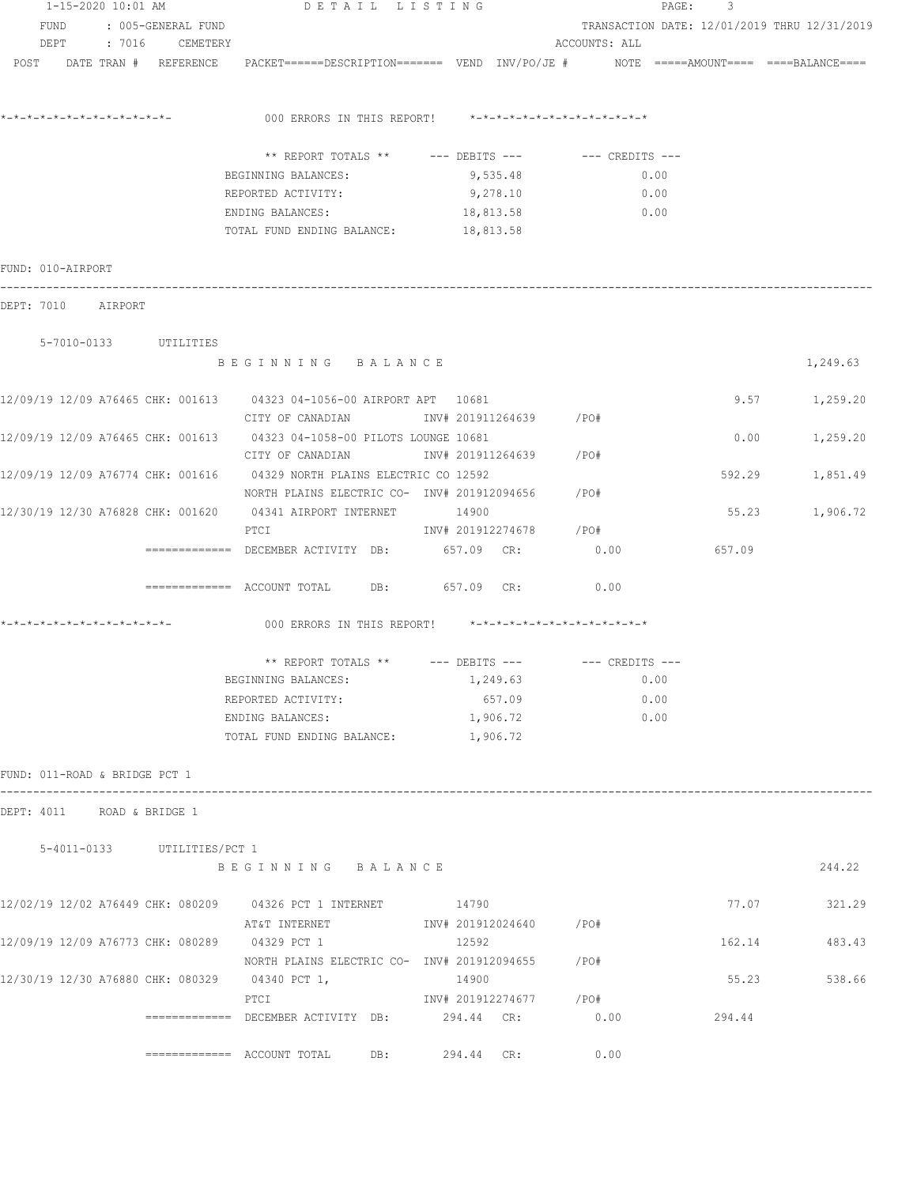1-15-2020 10:01 AM — DETAIL LISTING

FUND : 005-GENERAL FUND — TRANSACTION DATE: 12/01/2019 THRU 12/31/2019

DEPT : 7016 CEMETERY — ACCOUNTS: ALL

POST DATE TRAN # REFERENCE PACKET======DESCRIPTION======= VEND INV/PO/JE # NOTE =====AMOUNT==== ====BALANCE====

*-*-*-*-*-*-*-*-*-*-*-*-*-*- 000 ERRORS IN THIS REPORT! *-*-*-*-*-*-*-*-*-*-*-*-*-*

| ** REPORT TOTALS ** | --- DEBITS --- | --- CREDITS --- |
|---|---|---|
| BEGINNING BALANCES: | 9,535.48 | 0.00 |
| REPORTED ACTIVITY: | 9,278.10 | 0.00 |
| ENDING BALANCES: | 18,813.58 | 0.00 |
| TOTAL FUND ENDING BALANCE: | 18,813.58 | |

## FUND: 010-AIRPORT

### DEPT: 7010 AIRPORT

5-7010-0133 UTILITIES

B E G I N N I N G B A L A N C E — 1,249.63

| POST | DATE | TRAN # | REFERENCE | PACKET | DESCRIPTION | VEND | INV/PO/JE # | AMOUNT | BALANCE |
|---|---|---|---|---|---|---|---|---|---|
| 12/09/19 | 12/09 | A76465 | CHK: 001613 | 04323 | 04-1056-00 AIRPORT APT / CITY OF CANADIAN | 10681 | INV# 201911264639 /PO# | 9.57 | 1,259.20 |
| 12/09/19 | 12/09 | A76465 | CHK: 001613 | 04323 | 04-1058-00 PILOTS LOUNGE / CITY OF CANADIAN | 10681 | INV# 201911264639 /PO# | 0.00 | 1,259.20 |
| 12/09/19 | 12/09 | A76774 | CHK: 001616 | 04329 | NORTH PLAINS ELECTRIC CO / NORTH PLAINS ELECTRIC CO- | 12592 | INV# 201912094656 /PO# | 592.29 | 1,851.49 |
| 12/30/19 | 12/30 | A76828 | CHK: 001620 | 04341 | AIRPORT INTERNET / PTCI | 14900 | INV# 201912274678 /PO# | 55.23 | 1,906.72 |

============= DECEMBER ACTIVITY DB: 657.09 CR: 0.00 — 657.09

============= ACCOUNT TOTAL DB: 657.09 CR: 0.00

*-*-*-*-*-*-*-*-*-*-*-*-*-*- 000 ERRORS IN THIS REPORT! *-*-*-*-*-*-*-*-*-*-*-*-*-*

| ** REPORT TOTALS ** | --- DEBITS --- | --- CREDITS --- |
|---|---|---|
| BEGINNING BALANCES: | 1,249.63 | 0.00 |
| REPORTED ACTIVITY: | 657.09 | 0.00 |
| ENDING BALANCES: | 1,906.72 | 0.00 |
| TOTAL FUND ENDING BALANCE: | 1,906.72 | |

## FUND: 011-ROAD & BRIDGE PCT 1

### DEPT: 4011 ROAD & BRIDGE 1

5-4011-0133 UTILITIES/PCT 1

B E G I N N I N G B A L A N C E — 244.22

| POST | DATE | TRAN # | REFERENCE | PACKET | DESCRIPTION | VEND | INV/PO/JE # | AMOUNT | BALANCE |
|---|---|---|---|---|---|---|---|---|---|
| 12/02/19 | 12/02 | A76449 | CHK: 080209 | 04326 | PCT 1 INTERNET / AT&T INTERNET | 14790 | INV# 201912024640 /PO# | 77.07 | 321.29 |
| 12/09/19 | 12/09 | A76773 | CHK: 080289 | 04329 | PCT 1 / NORTH PLAINS ELECTRIC CO- | 12592 | INV# 201912094655 /PO# | 162.14 | 483.43 |
| 12/30/19 | 12/30 | A76880 | CHK: 080329 | 04340 | PCT 1, / PTCI | 14900 | INV# 201912274677 /PO# | 55.23 | 538.66 |

============= DECEMBER ACTIVITY DB: 294.44 CR: 0.00 — 294.44

============= ACCOUNT TOTAL DB: 294.44 CR: 0.00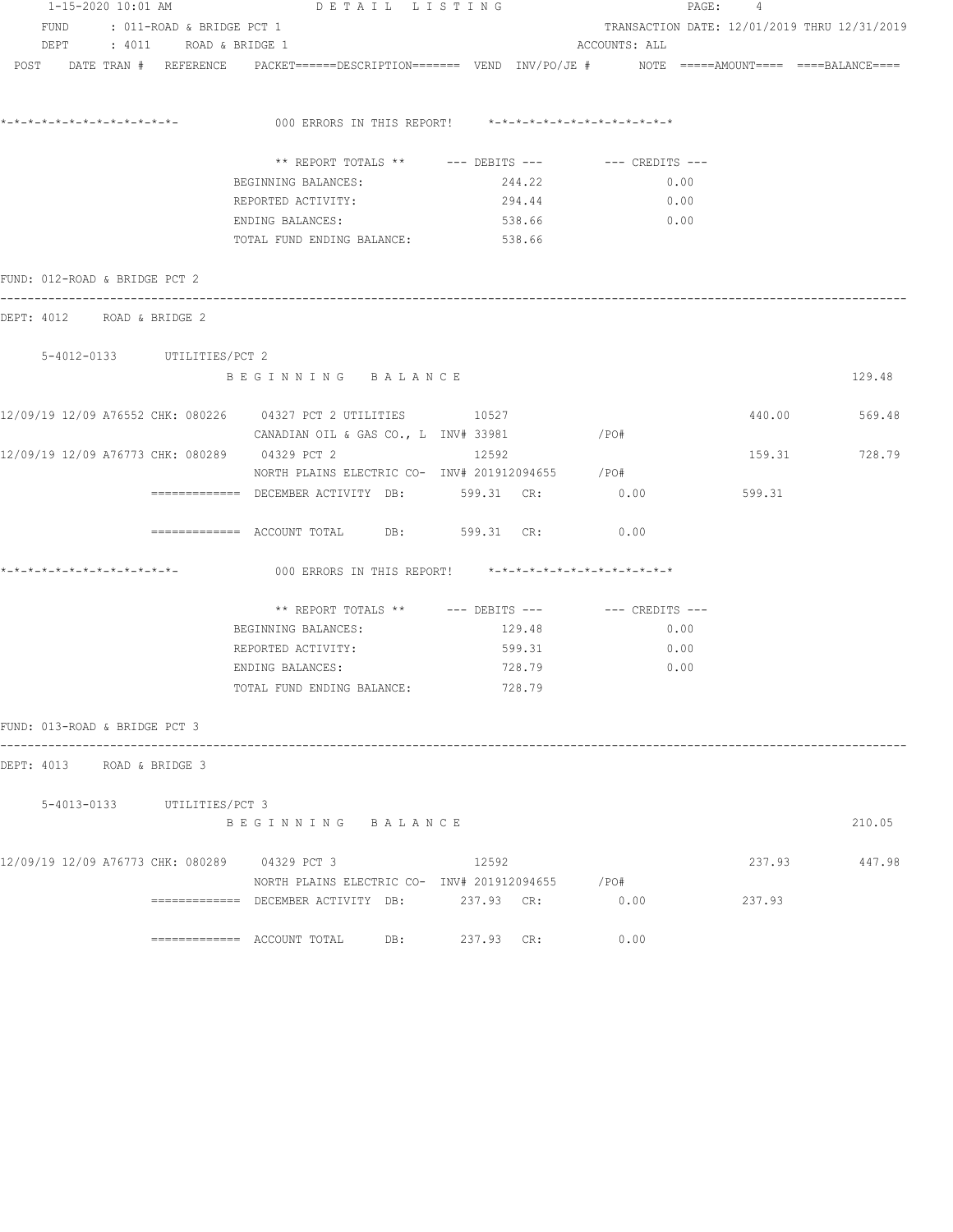```
 1-15-2020 10:01 AM                    D E T A I L   L I S T I N G                                   PAGE:    4
   FUND     : 011-ROAD & BRIDGE PCT 1                                                 TRANSACTION DATE: 12/01/2019 THRU 12/31/2019
   DEPT     : 4011    ROAD & BRIDGE 1                                          ACCOUNTS: ALL
 POST    DATE TRAN #  REFERENCE    PACKET======DESCRIPTION=======  VEND  INV/PO/JE #       NOTE  =====AMOUNT====  ====BALANCE====


*-*-*-*-*-*-*-*-*-*-*-*-*-*-              000 ERRORS IN THIS REPORT!    *-*-*-*-*-*-*-*-*-*-*-*-*-*-*

                               ** REPORT TOTALS **       --- DEBITS ---         --- CREDITS ---
                         BEGINNING BALANCES:                  244.22                   0.00
                         REPORTED ACTIVITY:                   294.44                   0.00
                         ENDING BALANCES:                     538.66                   0.00
                         TOTAL FUND ENDING BALANCE:           538.66

FUND: 012-ROAD & BRIDGE PCT 2
------------------------------------------------------------------------------------------------------------------------------------
DEPT: 4012     ROAD & BRIDGE 2

    5-4012-0133       UTILITIES/PCT 2
                         B E G I N N I N G    B A L A N C E                                                           129.48

12/09/19 12/09 A76552 CHK: 080226    04327 PCT 2 UTILITIES          10527                                    440.00          569.48
                         CANADIAN OIL & GAS CO., L  INV# 33981              /PO#
12/09/19 12/09 A76773 CHK: 080289    04329 PCT 2                    12592                                    159.31          728.79
                         NORTH PLAINS ELECTRIC CO-  INV# 201912094655      /PO#
               =============  DECEMBER ACTIVITY  DB:        599.31   CR:            0.00              599.31

               =============  ACCOUNT TOTAL      DB:        599.31   CR:            0.00

*-*-*-*-*-*-*-*-*-*-*-*-*-*-              000 ERRORS IN THIS REPORT!    *-*-*-*-*-*-*-*-*-*-*-*-*-*-*

                               ** REPORT TOTALS **       --- DEBITS ---         --- CREDITS ---
                         BEGINNING BALANCES:                  129.48                   0.00
                         REPORTED ACTIVITY:                   599.31                   0.00
                         ENDING BALANCES:                     728.79                   0.00
                         TOTAL FUND ENDING BALANCE:           728.79

FUND: 013-ROAD & BRIDGE PCT 3
------------------------------------------------------------------------------------------------------------------------------------
DEPT: 4013     ROAD & BRIDGE 3

    5-4013-0133       UTILITIES/PCT 3
                         B E G I N N I N G    B A L A N C E                                                           210.05

12/09/19 12/09 A76773 CHK: 080289    04329 PCT 3                    12592                                    237.93          447.98
                         NORTH PLAINS ELECTRIC CO-  INV# 201912094655      /PO#
               =============  DECEMBER ACTIVITY  DB:        237.93   CR:            0.00              237.93

               =============  ACCOUNT TOTAL      DB:        237.93   CR:            0.00
```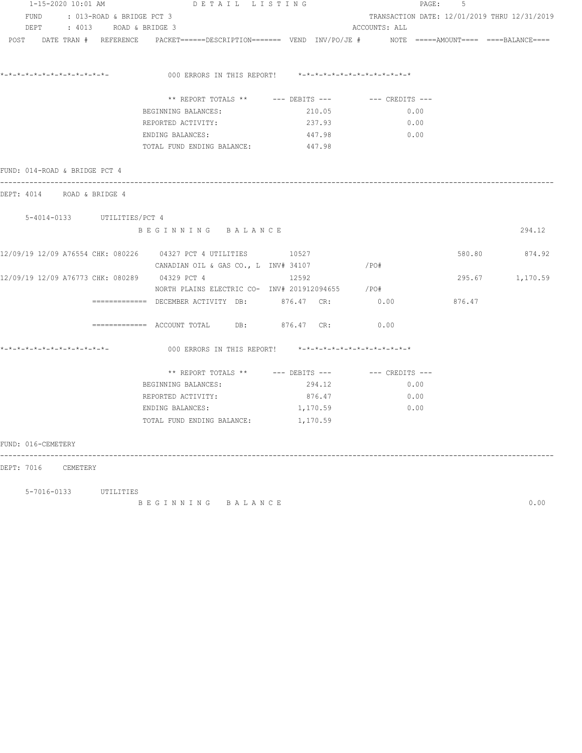POST DATE TRAN # REFERENCE PACKET======DESCRIPTION======= VEND INV/PO/JE # NOTE =====AMOUNT==== ====BALANCE====

*-*-*-*-*-*-*-*-*-*-*-*-*- 000 ERRORS IN THIS REPORT! *-*-*-*-*-*-*-*-*-*-*-*-*-*

| ** REPORT TOTALS ** | --- DEBITS --- | --- CREDITS --- |
|---|---|---|
| BEGINNING BALANCES: | 210.05 | 0.00 |
| REPORTED ACTIVITY: | 237.93 | 0.00 |
| ENDING BALANCES: | 447.98 | 0.00 |
| TOTAL FUND ENDING BALANCE: | 447.98 | |

FUND: 014-ROAD & BRIDGE PCT 4

DEPT: 4014 ROAD & BRIDGE 4

5-4014-0133 UTILITIES/PCT 4

B E G I N N I N G B A L A N C E 294.12

| POST | DATE TRAN # | REFERENCE | PACKET / DESCRIPTION | VEND | INV/PO/JE # | NOTE | AMOUNT | BALANCE |
|---|---|---|---|---|---|---|---|---|
| 12/09/19 | 12/09 A76554 | CHK: 080226 | 04327 PCT 4 UTILITIES<br>CANADIAN OIL & GAS CO., L | 10527 | INV# 34107 /PO# | | 580.80 | 874.92 |
| 12/09/19 | 12/09 A76773 | CHK: 080289 | 04329 PCT 4<br>NORTH PLAINS ELECTRIC CO- | 12592 | INV# 201912094655 /PO# | | 295.67 | 1,170.59 |

============= DECEMBER ACTIVITY DB: 876.47 CR: 0.00 876.47

============= ACCOUNT TOTAL DB: 876.47 CR: 0.00

*-*-*-*-*-*-*-*-*-*-*-*-*- 000 ERRORS IN THIS REPORT! *-*-*-*-*-*-*-*-*-*-*-*-*-*

| ** REPORT TOTALS ** | --- DEBITS --- | --- CREDITS --- |
|---|---|---|
| BEGINNING BALANCES: | 294.12 | 0.00 |
| REPORTED ACTIVITY: | 876.47 | 0.00 |
| ENDING BALANCES: | 1,170.59 | 0.00 |
| TOTAL FUND ENDING BALANCE: | 1,170.59 | |

FUND: 016-CEMETERY

DEPT: 7016 CEMETERY

5-7016-0133 UTILITIES

B E G I N N I N G B A L A N C E 0.00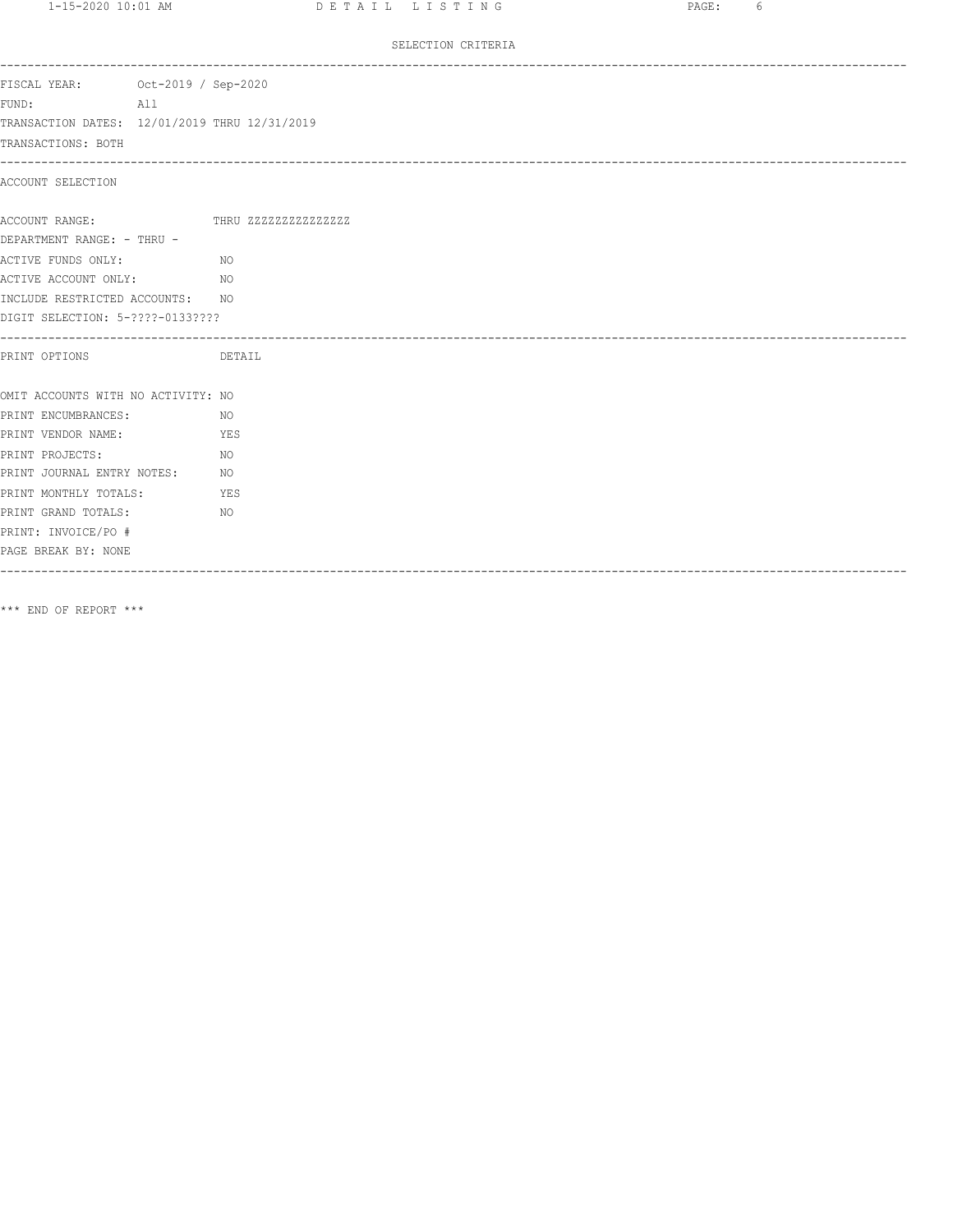SELECTION CRITERIA

---

FISCAL YEAR: Oct-2019 / Sep-2020
FUND: All
TRANSACTION DATES: 12/01/2019 THRU 12/31/2019
TRANSACTIONS: BOTH

---

ACCOUNT SELECTION

ACCOUNT RANGE: THRU ZZZZZZZZZZZZZZZ
DEPARTMENT RANGE: - THRU -
ACTIVE FUNDS ONLY: NO
ACTIVE ACCOUNT ONLY: NO
INCLUDE RESTRICTED ACCOUNTS: NO
DIGIT SELECTION: 5-????-0133????

---

PRINT OPTIONS DETAIL

OMIT ACCOUNTS WITH NO ACTIVITY: NO
PRINT ENCUMBRANCES: NO
PRINT VENDOR NAME: YES
PRINT PROJECTS: NO
PRINT JOURNAL ENTRY NOTES: NO
PRINT MONTHLY TOTALS: YES
PRINT GRAND TOTALS: NO
PRINT: INVOICE/PO #
PAGE BREAK BY: NONE

---

*** END OF REPORT ***